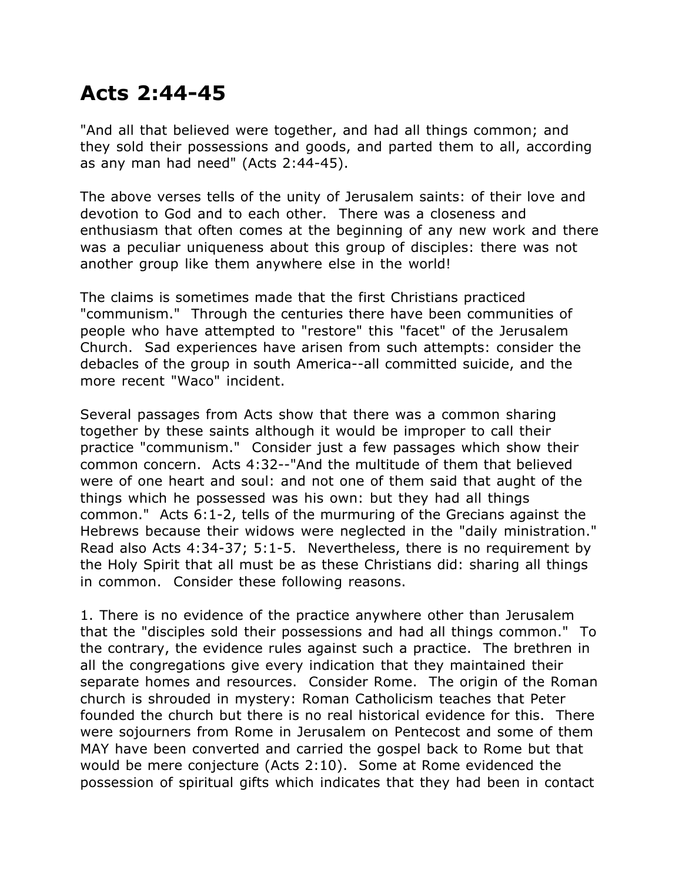# Acts 2:44-45

"And all that believed were together, and had all things common; and they sold their possessions and goods, and parted them to all, according as any man had need" (Acts 2:44-45).

The above verses tells of the unity of Jerusalem saints: of their love and devotion to God and to each other. There was a closeness and enthusiasm that often comes at the beginning of any new work and there was a peculiar uniqueness about this group of disciples: there was not another group like them anywhere else in the world!

The claims is sometimes made that the first Christians practiced "communism." Through the centuries there have been communities of people who have attempted to "restore" this "facet" of the Jerusalem Church. Sad experiences have arisen from such attempts: consider the debacles of the group in south America--all committed suicide, and the more recent "Waco" incident.

Several passages from Acts show that there was a common sharing together by these saints although it would be improper to call their practice "communism." Consider just a few passages which show their common concern. Acts 4:32--"And the multitude of them that believed were of one heart and soul: and not one of them said that aught of the things which he possessed was his own: but they had all things common." Acts 6:1-2, tells of the murmuring of the Grecians against the Hebrews because their widows were neglected in the "daily ministration." Read also Acts 4:34-37; 5:1-5. Nevertheless, there is no requirement by the Holy Spirit that all must be as these Christians did: sharing all things in common. Consider these following reasons.

1. There is no evidence of the practice anywhere other than Jerusalem that the "disciples sold their possessions and had all things common." To the contrary, the evidence rules against such a practice. The brethren in all the congregations give every indication that they maintained their separate homes and resources. Consider Rome. The origin of the Roman church is shrouded in mystery: Roman Catholicism teaches that Peter founded the church but there is no real historical evidence for this. There were sojourners from Rome in Jerusalem on Pentecost and some of them MAY have been converted and carried the gospel back to Rome but that would be mere conjecture (Acts 2:10). Some at Rome evidenced the possession of spiritual gifts which indicates that they had been in contact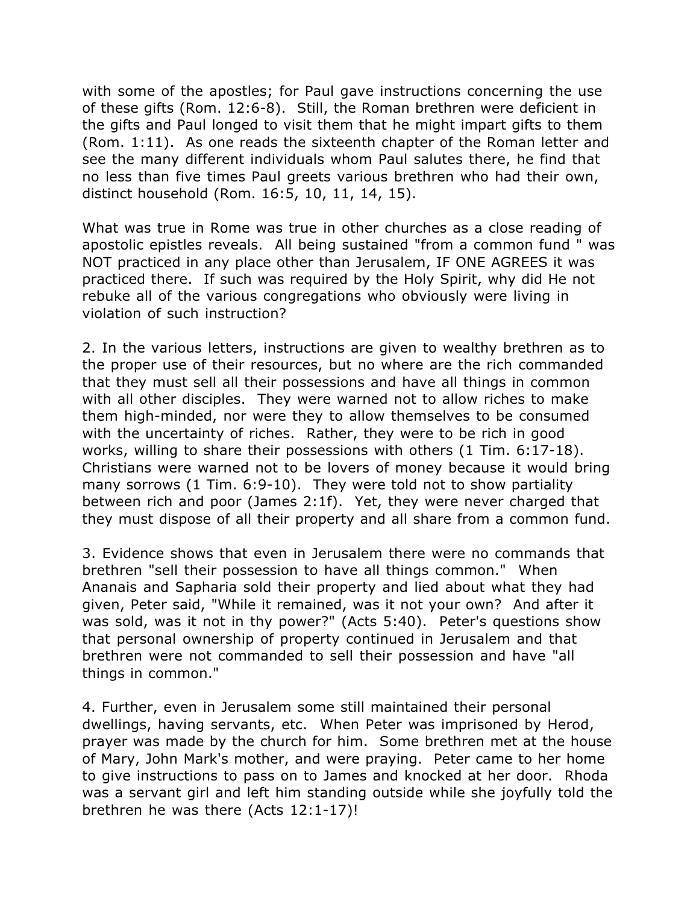with some of the apostles; for Paul gave instructions concerning the use of these gifts (Rom. 12:6-8). Still, the Roman brethren were deficient in the gifts and Paul longed to visit them that he might impart gifts to them (Rom. 1:11). As one reads the sixteenth chapter of the Roman letter and see the many different individuals whom Paul salutes there, he find that no less than five times Paul greets various brethren who had their own, distinct household (Rom. 16:5, 10, 11, 14, 15).

What was true in Rome was true in other churches as a close reading of apostolic epistles reveals. All being sustained "from a common fund " was NOT practiced in any place other than Jerusalem, IF ONE AGREES it was practiced there. If such was required by the Holy Spirit, why did He not rebuke all of the various congregations who obviously were living in violation of such instruction?

2. In the various letters, instructions are given to wealthy brethren as to the proper use of their resources, but no where are the rich commanded that they must sell all their possessions and have all things in common with all other disciples. They were warned not to allow riches to make them high-minded, nor were they to allow themselves to be consumed with the uncertainty of riches. Rather, they were to be rich in good works, willing to share their possessions with others (1 Tim. 6:17-18). Christians were warned not to be lovers of money because it would bring many sorrows (1 Tim. 6:9-10). They were told not to show partiality between rich and poor (James 2:1f). Yet, they were never charged that they must dispose of all their property and all share from a common fund.

3. Evidence shows that even in Jerusalem there were no commands that brethren "sell their possession to have all things common." When Ananais and Sapharia sold their property and lied about what they had given, Peter said, "While it remained, was it not your own? And after it was sold, was it not in thy power?" (Acts 5:40). Peter's questions show that personal ownership of property continued in Jerusalem and that brethren were not commanded to sell their possession and have "all things in common."

4. Further, even in Jerusalem some still maintained their personal dwellings, having servants, etc. When Peter was imprisoned by Herod, prayer was made by the church for him. Some brethren met at the house of Mary, John Mark's mother, and were praying. Peter came to her home to give instructions to pass on to James and knocked at her door. Rhoda was a servant girl and left him standing outside while she joyfully told the brethren he was there (Acts 12:1-17)!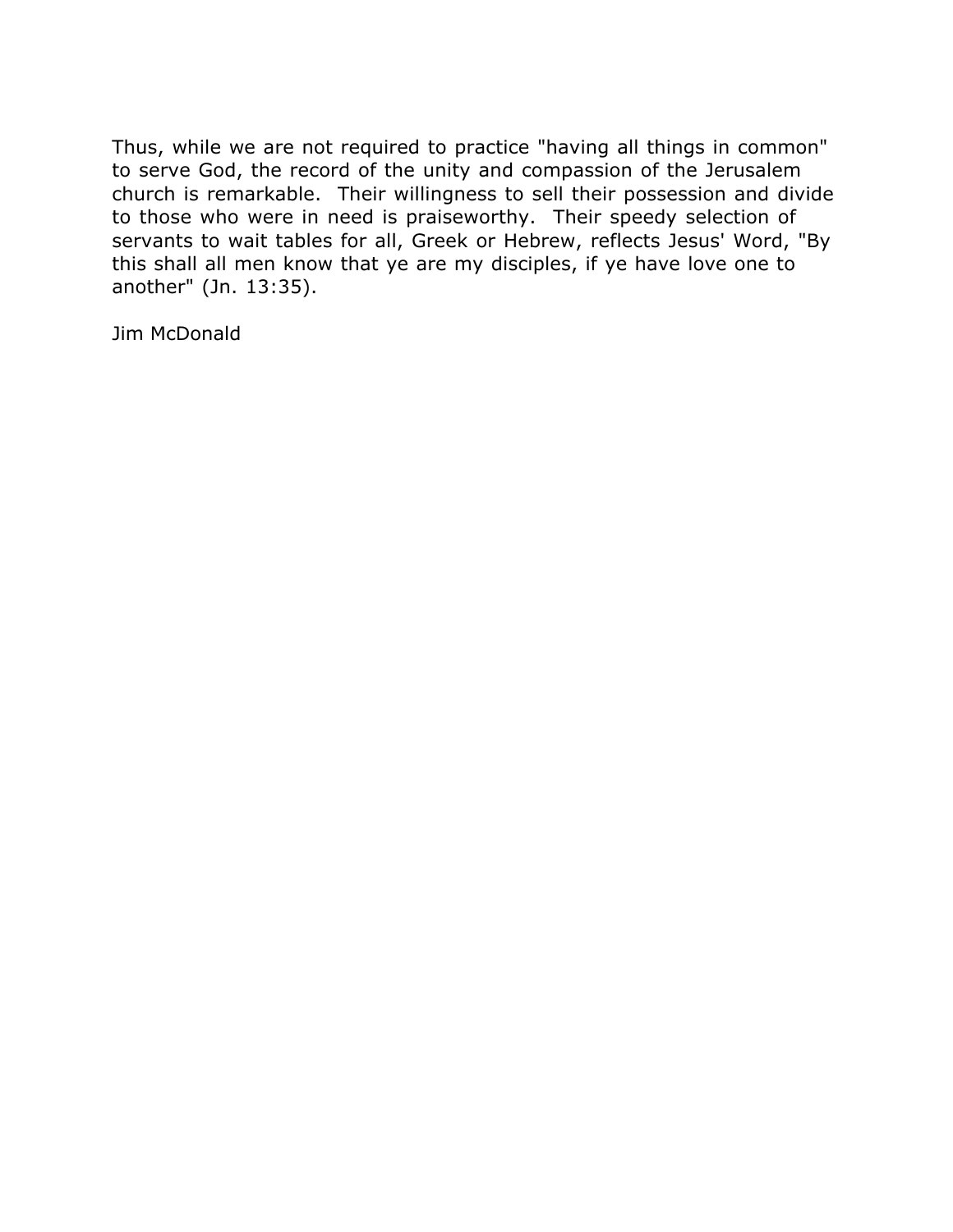Thus, while we are not required to practice "having all things in common" to serve God, the record of the unity and compassion of the Jerusalem church is remarkable. Their willingness to sell their possession and divide to those who were in need is praiseworthy. Their speedy selection of servants to wait tables for all, Greek or Hebrew, reflects Jesus' Word, "By this shall all men know that ye are my disciples, if ye have love one to another" (Jn. 13:35).

Jim McDonald